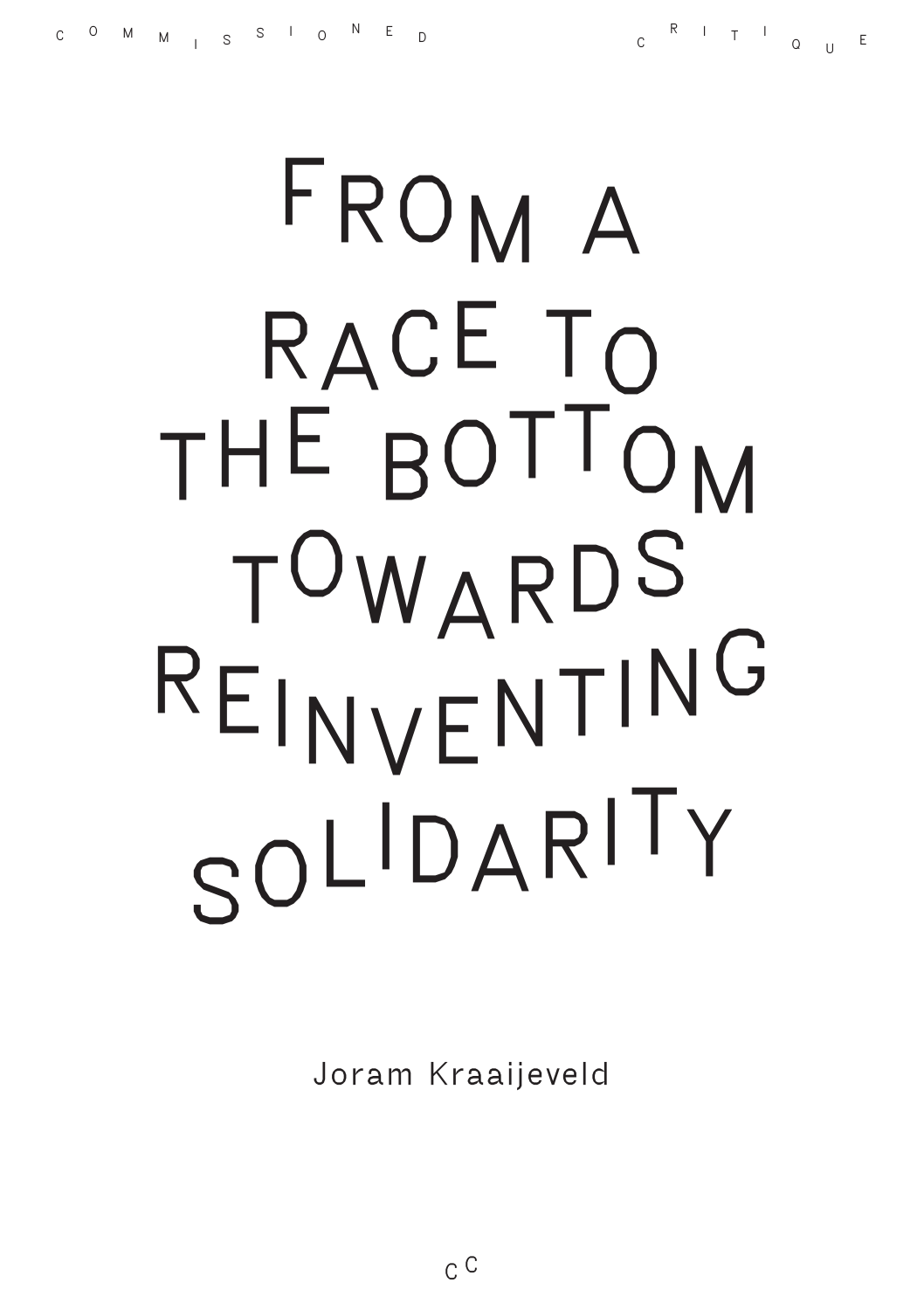COMMISSIONED CRITIQUE

# FROM A RACE TO THE BOTTOM TOWARDS REINVENTING SOLIDARITY

Joram Kraaijeveld

CC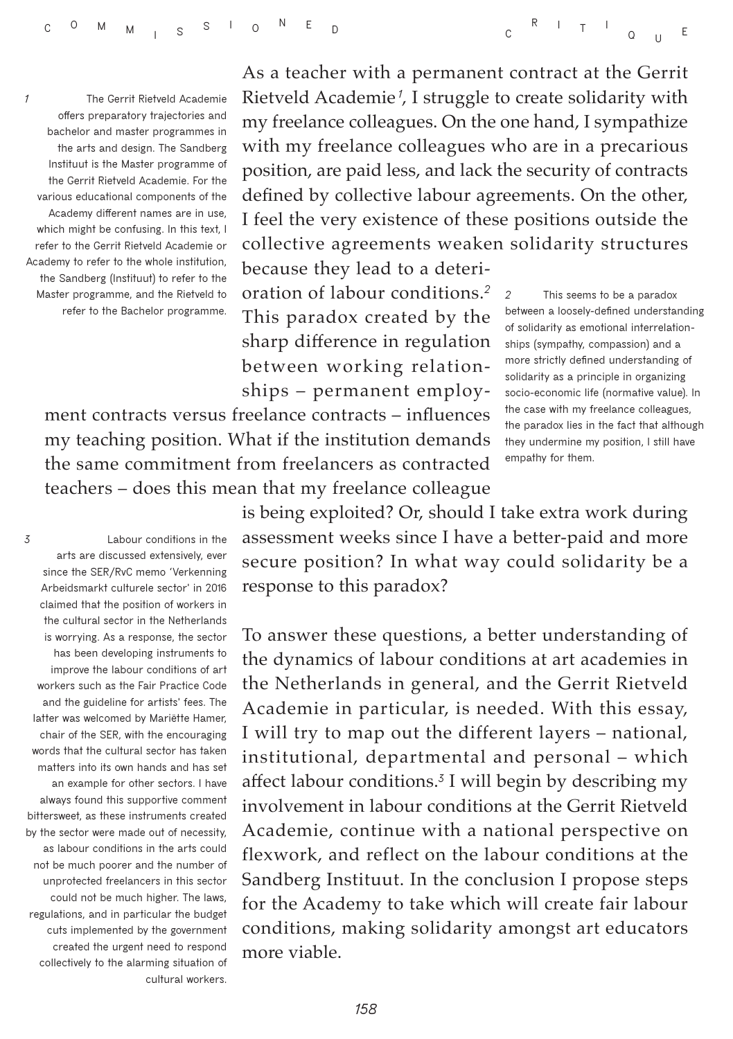As a teacher with a permanent contract at the Gerrit Rietveld Academie[1], I struggle to create solidarity with my freelance colleagues. On the one hand, I sympathize with my freelance colleagues who are in a precarious position, are paid less, and lack the security of contracts defined by collective labour agreements. On the other, I feel the very existence of these positions outside the collective agreements weaken solidarity structures because they lead to a deterioration of labour conditions.[2] This paradox created by the sharp difference in regulation between working relationships – permanent employment contracts versus freelance contracts – influences my teaching position. What if the institution demands the same commitment from freelancers as contracted teachers – does this mean that my freelance colleague is being exploited? Or, should I take extra work during assessment weeks since I have a better-paid and more secure position? In what way could solidarity be a response to this paradox?

To answer these questions, a better understanding of the dynamics of labour conditions at art academies in the Netherlands in general, and the Gerrit Rietveld Academie in particular, is needed. With this essay, I will try to map out the different layers – national, institutional, departmental and personal – which affect labour conditions.[3] I will begin by describing my involvement in labour conditions at the Gerrit Rietveld Academie, continue with a national perspective on flexwork, and reflect on the labour conditions at the Sandberg Instituut. In the conclusion I propose steps for the Academy to take which will create fair labour conditions, making solidarity amongst art educators more viable.

1 The Gerrit Rietveld Academie offers preparatory trajectories and bachelor and master programmes in the arts and design. The Sandberg Instituut is the Master programme of the Gerrit Rietveld Academie. For the various educational components of the Academy different names are in use, which might be confusing. In this text, I refer to the Gerrit Rietveld Academie or Academy to refer to the whole institution, the Sandberg (Instituut) to refer to the Master programme, and the Rietveld to refer to the Bachelor programme.

2 This seems to be a paradox between a loosely-defined understanding of solidarity as emotional interrelationships (sympathy, compassion) and a more strictly defined understanding of solidarity as a principle in organizing socio-economic life (normative value). In the case with my freelance colleagues, the paradox lies in the fact that although they undermine my position, I still have empathy for them.

3 Labour conditions in the arts are discussed extensively, ever since the SER/RvC memo 'Verkenning Arbeidsmarkt culturele sector' in 2016 claimed that the position of workers in the cultural sector in the Netherlands is worrying. As a response, the sector has been developing instruments to improve the labour conditions of art workers such as the Fair Practice Code and the guideline for artists' fees. The latter was welcomed by Mariëtte Hamer, chair of the SER, with the encouraging words that the cultural sector has taken matters into its own hands and has set an example for other sectors. I have always found this supportive comment bittersweet, as these instruments created by the sector were made out of necessity, as labour conditions in the arts could not be much poorer and the number of unprotected freelancers in this sector could not be much higher. The laws, regulations, and in particular the budget cuts implemented by the government created the urgent need to respond collectively to the alarming situation of cultural workers.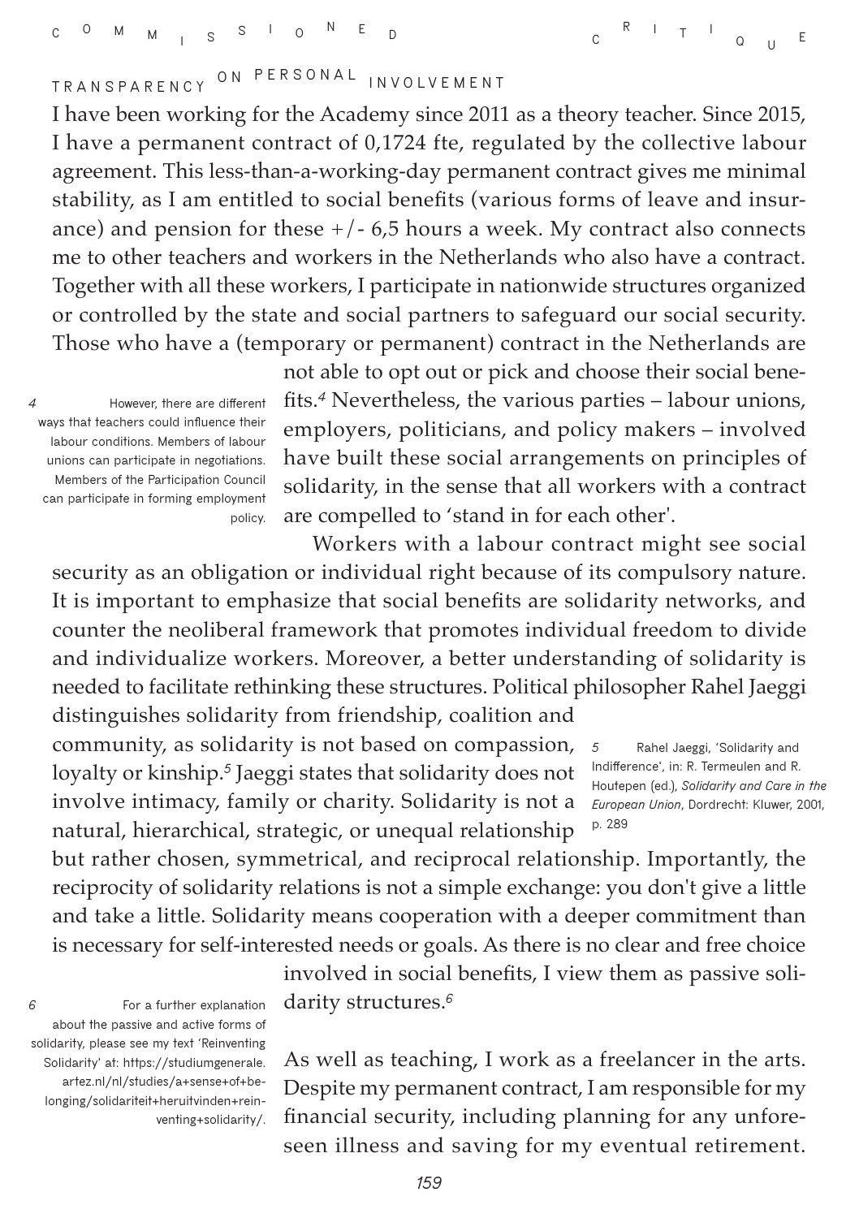## TRANSPARENCY ON PERSONAL INVOLVEMENT

I have been working for the Academy since 2011 as a theory teacher. Since 2015, I have a permanent contract of 0,1724 fte, regulated by the collective labour agreement. This less-than-a-working-day permanent contract gives me minimal stability, as I am entitled to social benefits (various forms of leave and insurance) and pension for these +/- 6,5 hours a week. My contract also connects me to other teachers and workers in the Netherlands who also have a contract. Together with all these workers, I participate in nationwide structures organized or controlled by the state and social partners to safeguard our social security. Those who have a (temporary or permanent) contract in the Netherlands are not able to opt out or pick and choose their social benefits.[4] Nevertheless, the various parties – labour unions, employers, politicians, and policy makers – involved have built these social arrangements on principles of solidarity, in the sense that all workers with a contract are compelled to 'stand in for each other'.

Workers with a labour contract might see social security as an obligation or individual right because of its compulsory nature. It is important to emphasize that social benefits are solidarity networks, and counter the neoliberal framework that promotes individual freedom to divide and individualize workers. Moreover, a better understanding of solidarity is needed to facilitate rethinking these structures. Political philosopher Rahel Jaeggi distinguishes solidarity from friendship, coalition and community, as solidarity is not based on compassion, loyalty or kinship.[5] Jaeggi states that solidarity does not involve intimacy, family or charity. Solidarity is not a natural, hierarchical, strategic, or unequal relationship but rather chosen, symmetrical, and reciprocal relationship. Importantly, the reciprocity of solidarity relations is not a simple exchange: you don't give a little and take a little. Solidarity means cooperation with a deeper commitment than is necessary for self-interested needs or goals. As there is no clear and free choice involved in social benefits, I view them as passive solidarity structures.[6]

As well as teaching, I work as a freelancer in the arts. Despite my permanent contract, I am responsible for my financial security, including planning for any unforeseen illness and saving for my eventual retirement.

---

4 However, there are different ways that teachers could influence their labour conditions. Members of labour unions can participate in negotiations. Members of the Participation Council can participate in forming employment policy.

5 Rahel Jaeggi, 'Solidarity and Indifference', in: R. Termeulen and R. Houtepen (ed.), *Solidarity and Care in the European Union*, Dordrecht: Kluwer, 2001, p. 289

6 For a further explanation about the passive and active forms of solidarity, please see my text 'Reinventing Solidarity' at: https://studiumgenerale.artez.nl/nl/studies/a+sense+of+belonging/solidariteit+heruitvinden+reinventing+solidarity/.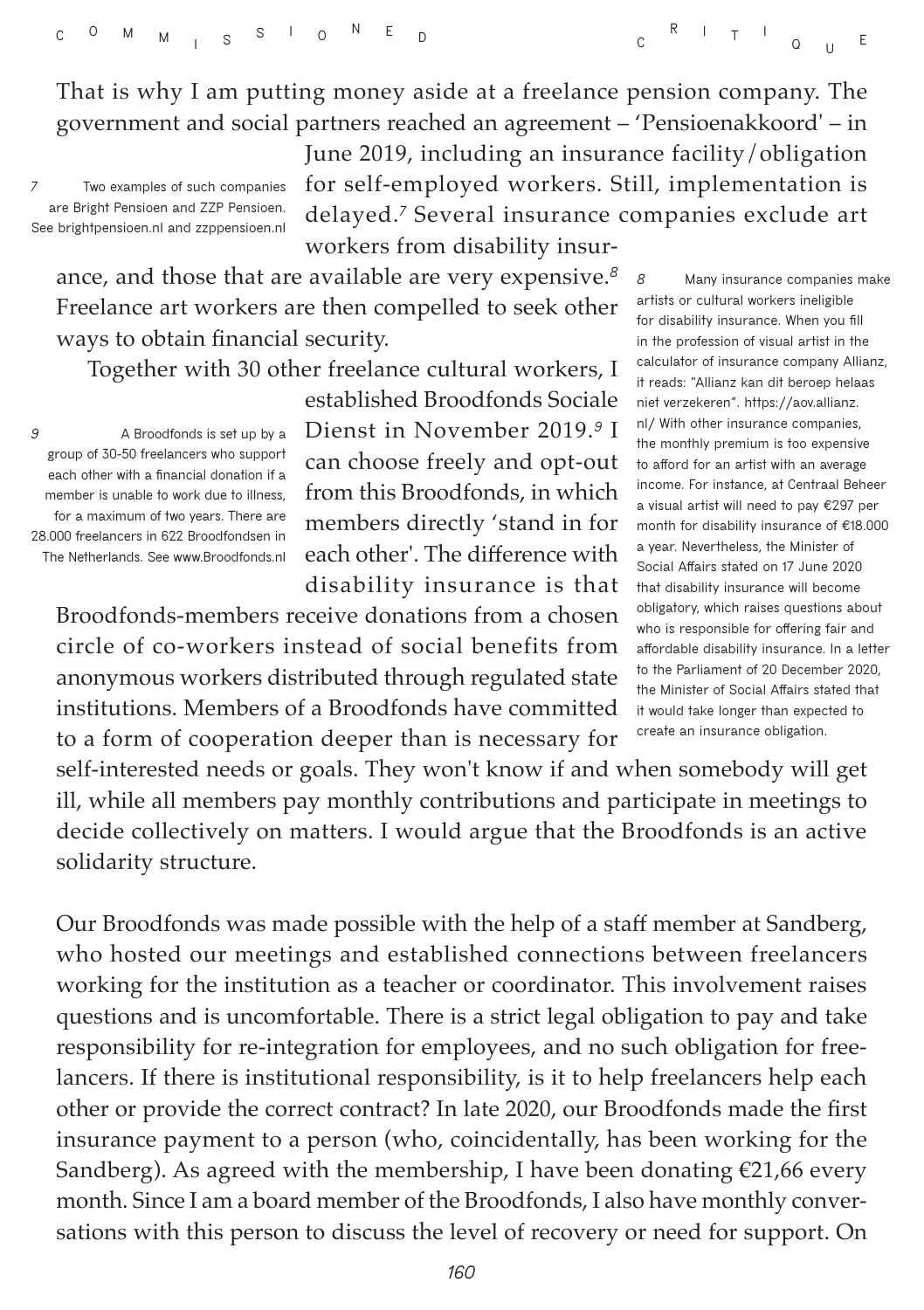That is why I am putting money aside at a freelance pension company. The government and social partners reached an agreement – 'Pensioenakkoord' – in June 2019, including an insurance facility/obligation for self-employed workers. Still, implementation is delayed.[7] Several insurance companies exclude art workers from disability insurance, and those that are available are very expensive.[8] Freelance art workers are then compelled to seek other ways to obtain financial security.

Together with 30 other freelance cultural workers, I established Broodfonds Sociale Dienst in November 2019.[9] I can choose freely and opt-out from this Broodfonds, in which members directly 'stand in for each other'. The difference with disability insurance is that Broodfonds-members receive donations from a chosen circle of co-workers instead of social benefits from anonymous workers distributed through regulated state institutions. Members of a Broodfonds have committed to a form of cooperation deeper than is necessary for self-interested needs or goals. They won't know if and when somebody will get ill, while all members pay monthly contributions and participate in meetings to decide collectively on matters. I would argue that the Broodfonds is an active solidarity structure.

Our Broodfonds was made possible with the help of a staff member at Sandberg, who hosted our meetings and established connections between freelancers working for the institution as a teacher or coordinator. This involvement raises questions and is uncomfortable. There is a strict legal obligation to pay and take responsibility for re-integration for employees, and no such obligation for freelancers. If there is institutional responsibility, is it to help freelancers help each other or provide the correct contract? In late 2020, our Broodfonds made the first insurance payment to a person (who, coincidentally, has been working for the Sandberg). As agreed with the membership, I have been donating €21,66 every month. Since I am a board member of the Broodfonds, I also have monthly conversations with this person to discuss the level of recovery or need for support. On

7 Two examples of such companies are Bright Pensioen and ZZP Pensioen. See brightpensioen.nl and zzppensioen.nl

8 Many insurance companies make artists or cultural workers ineligible for disability insurance. When you fill in the profession of visual artist in the calculator of insurance company Allianz, it reads: "Allianz kan dit beroep helaas niet verzekeren". https://aov.allianz.nl/ With other insurance companies, the monthly premium is too expensive to afford for an artist with an average income. For instance, at Centraal Beheer a visual artist will need to pay €297 per month for disability insurance of €18.000 a year. Nevertheless, the Minister of Social Affairs stated on 17 June 2020 that disability insurance will become obligatory, which raises questions about who is responsible for offering fair and affordable disability insurance. In a letter to the Parliament of 20 December 2020, the Minister of Social Affairs stated that it would take longer than expected to create an insurance obligation.

9 A Broodfonds is set up by a group of 30-50 freelancers who support each other with a financial donation if a member is unable to work due to illness, for a maximum of two years. There are 28.000 freelancers in 622 Broodfondsen in The Netherlands. See www.Broodfonds.nl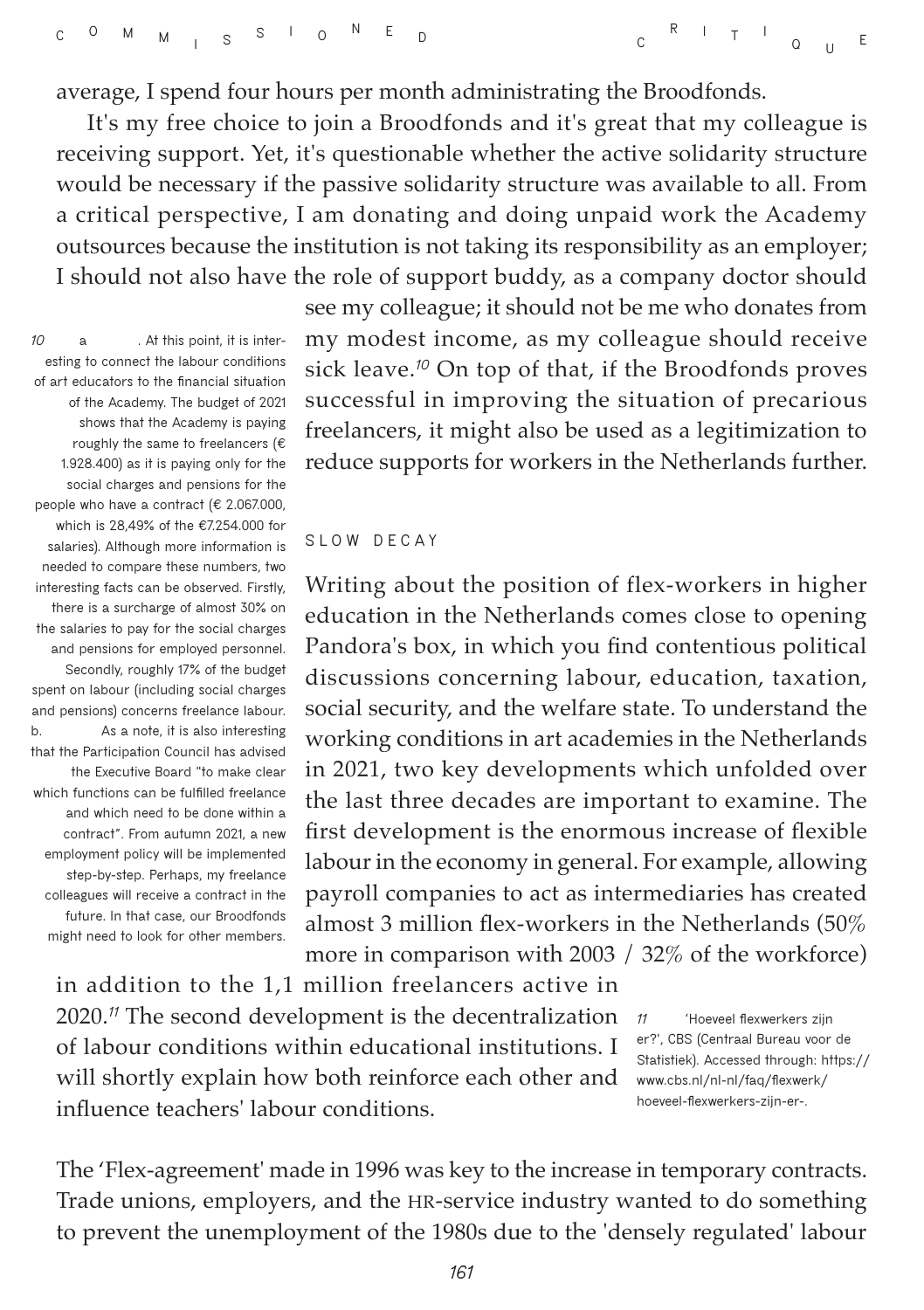average, I spend four hours per month administrating the Broodfonds.

It's my free choice to join a Broodfonds and it's great that my colleague is receiving support. Yet, it's questionable whether the active solidarity structure would be necessary if the passive solidarity structure was available to all. From a critical perspective, I am donating and doing unpaid work the Academy outsources because the institution is not taking its responsibility as an employer; I should not also have the role of support buddy, as a company doctor should see my colleague; it should not be me who donates from my modest income, as my colleague should receive sick leave.[10] On top of that, if the Broodfonds proves successful in improving the situation of precarious freelancers, it might also be used as a legitimization to reduce supports for workers in the Netherlands further.

## SLOW DECAY

Writing about the position of flex-workers in higher education in the Netherlands comes close to opening Pandora's box, in which you find contentious political discussions concerning labour, education, taxation, social security, and the welfare state. To understand the working conditions in art academies in the Netherlands in 2021, two key developments which unfolded over the last three decades are important to examine. The first development is the enormous increase of flexible labour in the economy in general. For example, allowing payroll companies to act as intermediaries has created almost 3 million flex-workers in the Netherlands (50% more in comparison with 2003 / 32% of the workforce) in addition to the 1,1 million freelancers active in 2020.[11] The second development is the decentralization of labour conditions within educational institutions. I will shortly explain how both reinforce each other and influence teachers' labour conditions.

The 'Flex-agreement' made in 1996 was key to the increase in temporary contracts. Trade unions, employers, and the HR-service industry wanted to do something to prevent the unemployment of the 1980s due to the 'densely regulated' labour

---

10 a. At this point, it is interesting to connect the labour conditions of art educators to the financial situation of the Academy. The budget of 2021 shows that the Academy is paying roughly the same to freelancers (€ 1.928.400) as it is paying only for the social charges and pensions for the people who have a contract (€ 2.067.000, which is 28,49% of the €7.254.000 for salaries). Although more information is needed to compare these numbers, two interesting facts can be observed. Firstly, there is a surcharge of almost 30% on the salaries to pay for the social charges and pensions for employed personnel. Secondly, roughly 17% of the budget spent on labour (including social charges and pensions) concerns freelance labour. b. As a note, it is also interesting that the Participation Council has advised the Executive Board "to make clear which functions can be fulfilled freelance and which need to be done within a contract". From autumn 2021, a new employment policy will be implemented step-by-step. Perhaps, my freelance colleagues will receive a contract in the future. In that case, our Broodfonds might need to look for other members.

11 'Hoeveel flexwerkers zijn er?', CBS (Centraal Bureau voor de Statistiek). Accessed through: https://www.cbs.nl/nl-nl/faq/flexwerk/hoeveel-flexwerkers-zijn-er-.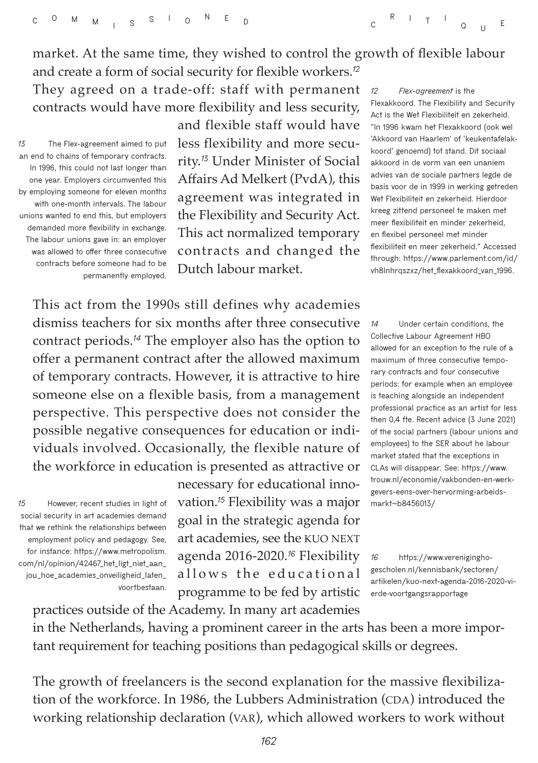market. At the same time, they wished to control the growth of flexible labour and create a form of social security for flexible workers.[12]

They agreed on a trade-off: staff with permanent contracts would have more flexibility and less security, and flexible staff would have less flexibility and more security.[13] Under Minister of Social Affairs Ad Melkert (PvdA), this agreement was integrated in the Flexibility and Security Act. This act normalized temporary contracts and changed the Dutch labour market.

This act from the 1990s still defines why academies dismiss teachers for six months after three consecutive contract periods.[14] The employer also has the option to offer a permanent contract after the allowed maximum of temporary contracts. However, it is attractive to hire someone else on a flexible basis, from a management perspective. This perspective does not consider the possible negative consequences for education or individuals involved. Occasionally, the flexible nature of the workforce in education is presented as attractive or necessary for educational innovation.[15] Flexibility was a major goal in the strategic agenda for art academies, see the KUO NEXT agenda 2016-2020.[16] Flexibility allows the educational programme to be fed by artistic practices outside of the Academy. In many art academies in the Netherlands, having a prominent career in the arts has been a more important requirement for teaching positions than pedagogical skills or degrees.

The growth of freelancers is the second explanation for the massive flexibilization of the workforce. In 1986, the Lubbers Administration (CDA) introduced the working relationship declaration (VAR), which allowed workers to work without

---

12 *Flex-agreement* is the Flexakkoord. The Flexibility and Security Act is the Wet Flexibiliteit en zekerheid. "In 1996 kwam het Flexakkoord (ook wel 'Akkoord van Haarlem' of 'keukentafelakkoord' genoemd) tot stand. Dit sociaal akkoord in de vorm van een unaniem advies van de sociale partners legde de basis voor de in 1999 in werking getreden Wet Flexibiliteit en zekerheid. Hierdoor kreeg zittend personeel te maken met meer flexibiliteit en minder zekerheid, en flexibel personeel met minder flexibiliteit en meer zekerheid." Accessed through: https://www.parlement.com/id/vh8lnhrqszxz/het_flexakkoord_van_1996.

13 The Flex-agreement aimed to put an end to chains of temporary contracts. In 1996, this could not last longer than one year. Employers circumvented this by employing someone for eleven months with one-month intervals. The labour unions wanted to end this, but employers demanded more flexibility in exchange. The labour unions gave in: an employer was allowed to offer three consecutive contracts before someone had to be permanently employed.

14 Under certain conditions, the Collective Labour Agreement HBO allowed for an exception to the rule of a maximum of three consecutive temporary contracts and four consecutive periods: for example when an employee is teaching alongside an independent professional practice as an artist for less then 0,4 fte. Recent advice (3 June 2021) of the social partners (labour unions and employees) to the SER about he labour market stated that the exceptions in CLAs will disappear. See: https://www.trouw.nl/economie/vakbonden-en-werkgevers-eens-over-hervorming-arbeidsmarkt~b8456013/

15 However, recent studies in light of social security in art academies demand that we rethink the relationships between employment policy and pedagogy. See, for instance: https://www.metropolism.com/nl/opinion/42467_het_ligt_niet_aan_jou_hoe_academies_onveiligheid_laten_voortbestaan.

16 https://www.verenigingvhogescholen.nl/kennisbank/sectoren/artikelen/kuo-next-agenda-2016-2020-vierde-voortgangsrapportage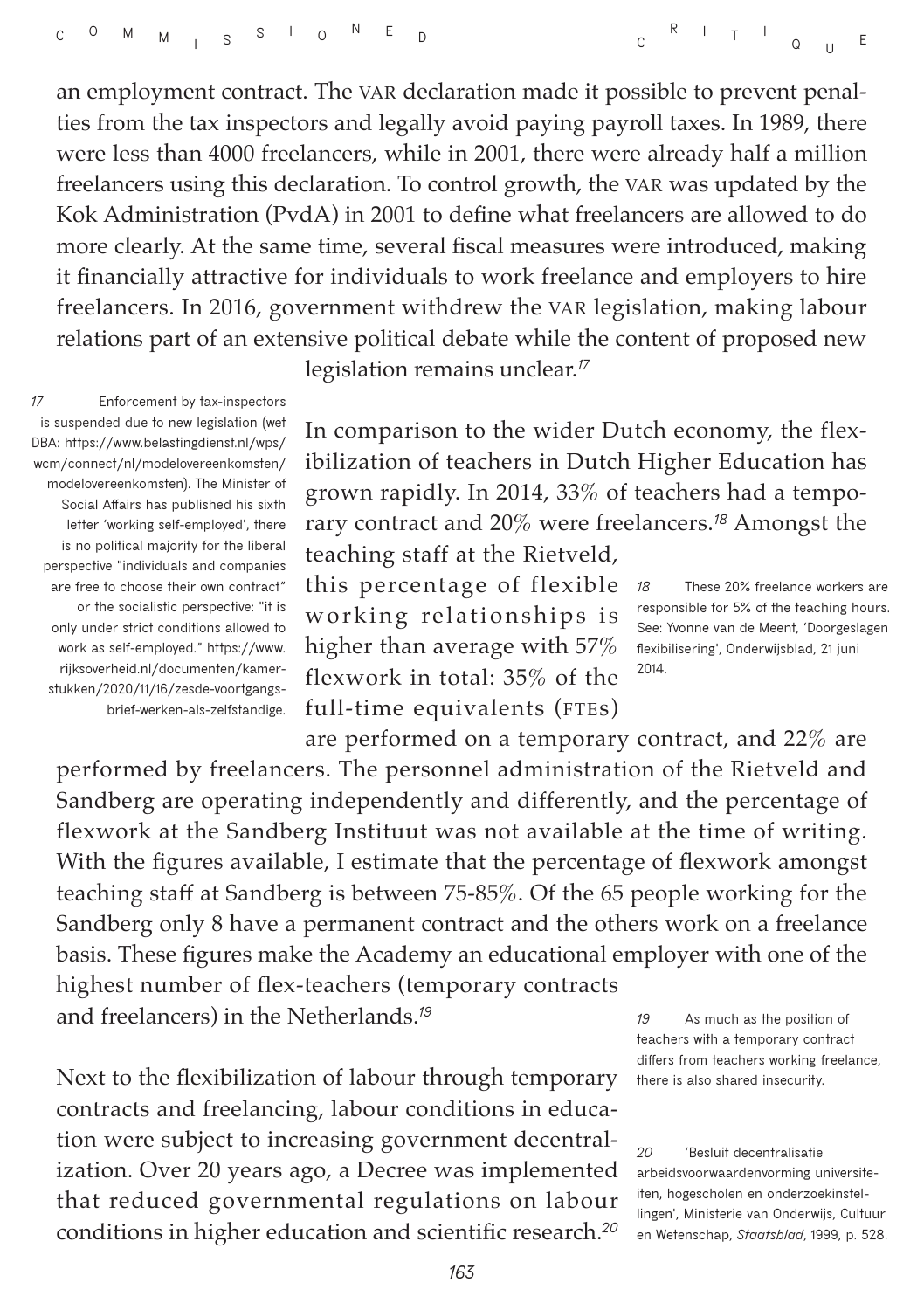an employment contract. The VAR declaration made it possible to prevent penalties from the tax inspectors and legally avoid paying payroll taxes. In 1989, there were less than 4000 freelancers, while in 2001, there were already half a million freelancers using this declaration. To control growth, the VAR was updated by the Kok Administration (PvdA) in 2001 to define what freelancers are allowed to do more clearly. At the same time, several fiscal measures were introduced, making it financially attractive for individuals to work freelance and employers to hire freelancers. In 2016, government withdrew the VAR legislation, making labour relations part of an extensive political debate while the content of proposed new legislation remains unclear.[17]

In comparison to the wider Dutch economy, the flexibilization of teachers in Dutch Higher Education has grown rapidly. In 2014, 33% of teachers had a temporary contract and 20% were freelancers.[18] Amongst the teaching staff at the Rietveld, this percentage of flexible working relationships is higher than average with 57% flexwork in total: 35% of the full-time equivalents (FTEs) are performed on a temporary contract, and 22% are performed by freelancers. The personnel administration of the Rietveld and Sandberg are operating independently and differently, and the percentage of flexwork at the Sandberg Instituut was not available at the time of writing. With the figures available, I estimate that the percentage of flexwork amongst teaching staff at Sandberg is between 75-85%. Of the 65 people working for the Sandberg only 8 have a permanent contract and the others work on a freelance basis. These figures make the Academy an educational employer with one of the highest number of flex-teachers (temporary contracts and freelancers) in the Netherlands.[19]

Next to the flexibilization of labour through temporary contracts and freelancing, labour conditions in education were subject to increasing government decentralization. Over 20 years ago, a Decree was implemented that reduced governmental regulations on labour conditions in higher education and scientific research.[20]

---

17 Enforcement by tax-inspectors is suspended due to new legislation (wet DBA: https://www.belastingdienst.nl/wps/wcm/connect/nl/modelovereenkomsten/modelovereenkomsten). The Minister of Social Affairs has published his sixth letter 'working self-employed', there is no political majority for the liberal perspective "individuals and companies are free to choose their own contract" or the socialistic perspective: "it is only under strict conditions allowed to work as self-employed." https://www.rijksoverheid.nl/documenten/kamerstukken/2020/11/16/zesde-voortgangsbrief-werken-als-zelfstandige.

18 These 20% freelance workers are responsible for 5% of the teaching hours. See: Yvonne van de Meent, 'Doorgeslagen flexibilisering', Onderwijsblad, 21 juni 2014.

19 As much as the position of teachers with a temporary contract differs from teachers working freelance, there is also shared insecurity.

20 'Besluit decentralisatie arbeidsvoorwaardenvorming universiteiten, hogescholen en onderzoekinstellingen', Ministerie van Onderwijs, Cultuur en Wetenschap, *Staatsblad*, 1999, p. 528.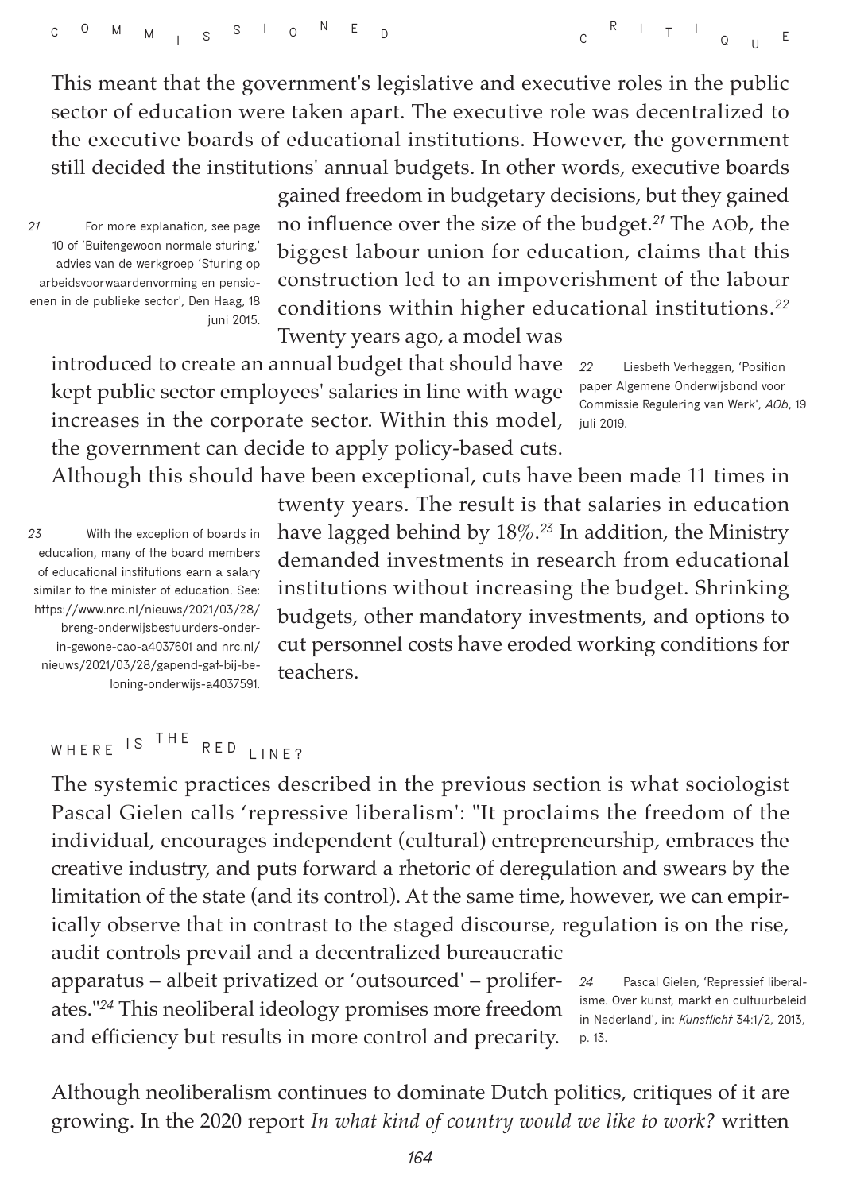This meant that the government's legislative and executive roles in the public sector of education were taken apart. The executive role was decentralized to the executive boards of educational institutions. However, the government still decided the institutions' annual budgets. In other words, executive boards gained freedom in budgetary decisions, but they gained no influence over the size of the budget.[21] The AOb, the biggest labour union for education, claims that this construction led to an impoverishment of the labour conditions within higher educational institutions.[22] Twenty years ago, a model was introduced to create an annual budget that should have kept public sector employees' salaries in line with wage increases in the corporate sector. Within this model, the government can decide to apply policy-based cuts. Although this should have been exceptional, cuts have been made 11 times in twenty years. The result is that salaries in education have lagged behind by 18%.[23] In addition, the Ministry demanded investments in research from educational institutions without increasing the budget. Shrinking budgets, other mandatory investments, and options to cut personnel costs have eroded working conditions for teachers.

## WHERE IS THE RED LINE?

The systemic practices described in the previous section is what sociologist Pascal Gielen calls 'repressive liberalism': "It proclaims the freedom of the individual, encourages independent (cultural) entrepreneurship, embraces the creative industry, and puts forward a rhetoric of deregulation and swears by the limitation of the state (and its control). At the same time, however, we can empirically observe that in contrast to the staged discourse, regulation is on the rise, audit controls prevail and a decentralized bureaucratic apparatus – albeit privatized or 'outsourced' – proliferates."[24] This neoliberal ideology promises more freedom and efficiency but results in more control and precarity.

Although neoliberalism continues to dominate Dutch politics, critiques of it are growing. In the 2020 report *In what kind of country would we like to work?* written

---

21 For more explanation, see page 10 of 'Buitengewoon normale sturing,' advies van de werkgroep 'Sturing op arbeidsvoorwaardenvorming en pensioenen in de publieke sector', Den Haag, 18 juni 2015.

22 Liesbeth Verheggen, 'Position paper Algemene Onderwijsbond voor Commissie Regulering van Werk', *AOb*, 19 juli 2019.

23 With the exception of boards in education, many of the board members of educational institutions earn a salary similar to the minister of education. See: https://www.nrc.nl/nieuws/2021/03/28/breng-onderwijsbestuurders-onder-in-gewone-cao-a4037601 and nrc.nl/nieuws/2021/03/28/gapend-gat-bij-beloning-onderwijs-a4037591.

24 Pascal Gielen, 'Repressief liberalisme. Over kunst, markt en cultuurbeleid in Nederland', in: *Kunstlicht* 34:1/2, 2013, p. 13.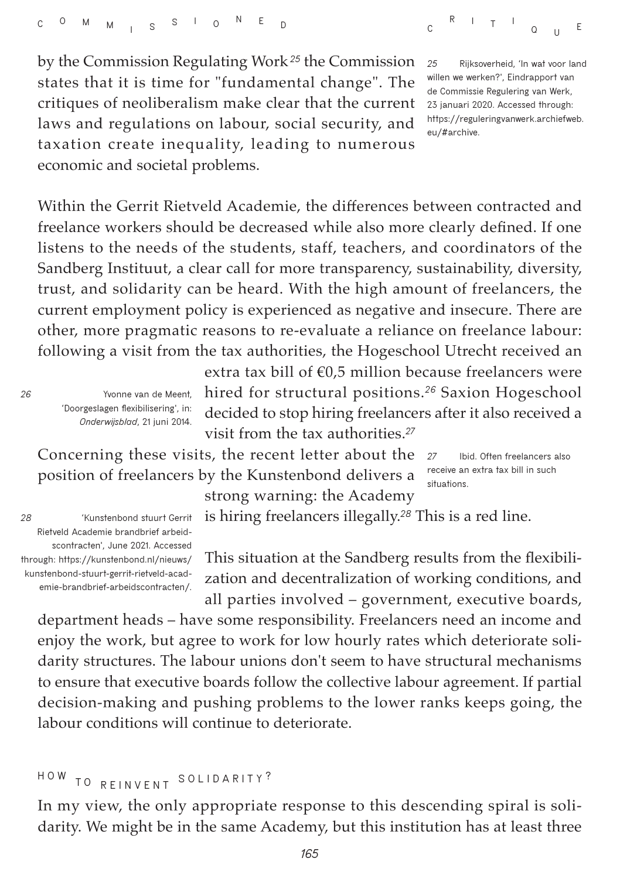by the Commission Regulating Work[25] the Commission states that it is time for "fundamental change". The critiques of neoliberalism make clear that the current laws and regulations on labour, social security, and taxation create inequality, leading to numerous economic and societal problems.

Within the Gerrit Rietveld Academie, the differences between contracted and freelance workers should be decreased while also more clearly defined. If one listens to the needs of the students, staff, teachers, and coordinators of the Sandberg Instituut, a clear call for more transparency, sustainability, diversity, trust, and solidarity can be heard. With the high amount of freelancers, the current employment policy is experienced as negative and insecure. There are other, more pragmatic reasons to re-evaluate a reliance on freelance labour: following a visit from the tax authorities, the Hogeschool Utrecht received an extra tax bill of €0,5 million because freelancers were hired for structural positions.[26] Saxion Hogeschool decided to stop hiring freelancers after it also received a visit from the tax authorities.[27] Concerning these visits, the recent letter about the position of freelancers by the Kunstenbond delivers a strong warning: the Academy is hiring freelancers illegally.[28] This is a red line.

This situation at the Sandberg results from the flexibilization and decentralization of working conditions, and all parties involved – government, executive boards, department heads – have some responsibility. Freelancers need an income and enjoy the work, but agree to work for low hourly rates which deteriorate solidarity structures. The labour unions don't seem to have structural mechanisms to ensure that executive boards follow the collective labour agreement. If partial decision-making and pushing problems to the lower ranks keeps going, the labour conditions will continue to deteriorate.

## HOW TO REINVENT SOLIDARITY?

In my view, the only appropriate response to this descending spiral is solidarity. We might be in the same Academy, but this institution has at least three

---

25 Rijksoverheid, 'In wat voor land willen we werken?', Eindrapport van de Commissie Regulering van Werk, 23 januari 2020. Accessed through: https://reguleringvanwerk.archiefweb.eu/#archive.

26 Yvonne van de Meent, 'Doorgeslagen flexibilisering', in: *Onderwijsblad*, 21 juni 2014.

27 Ibid. Often freelancers also receive an extra tax bill in such situations.

28 'Kunstenbond stuurt Gerrit Rietveld Academie brandbrief arbeidscontracten', June 2021. Accessed through: https://kunstenbond.nl/nieuws/kunstenbond-stuurt-gerrit-rietveld-academie-brandbrief-arbeidscontracten/.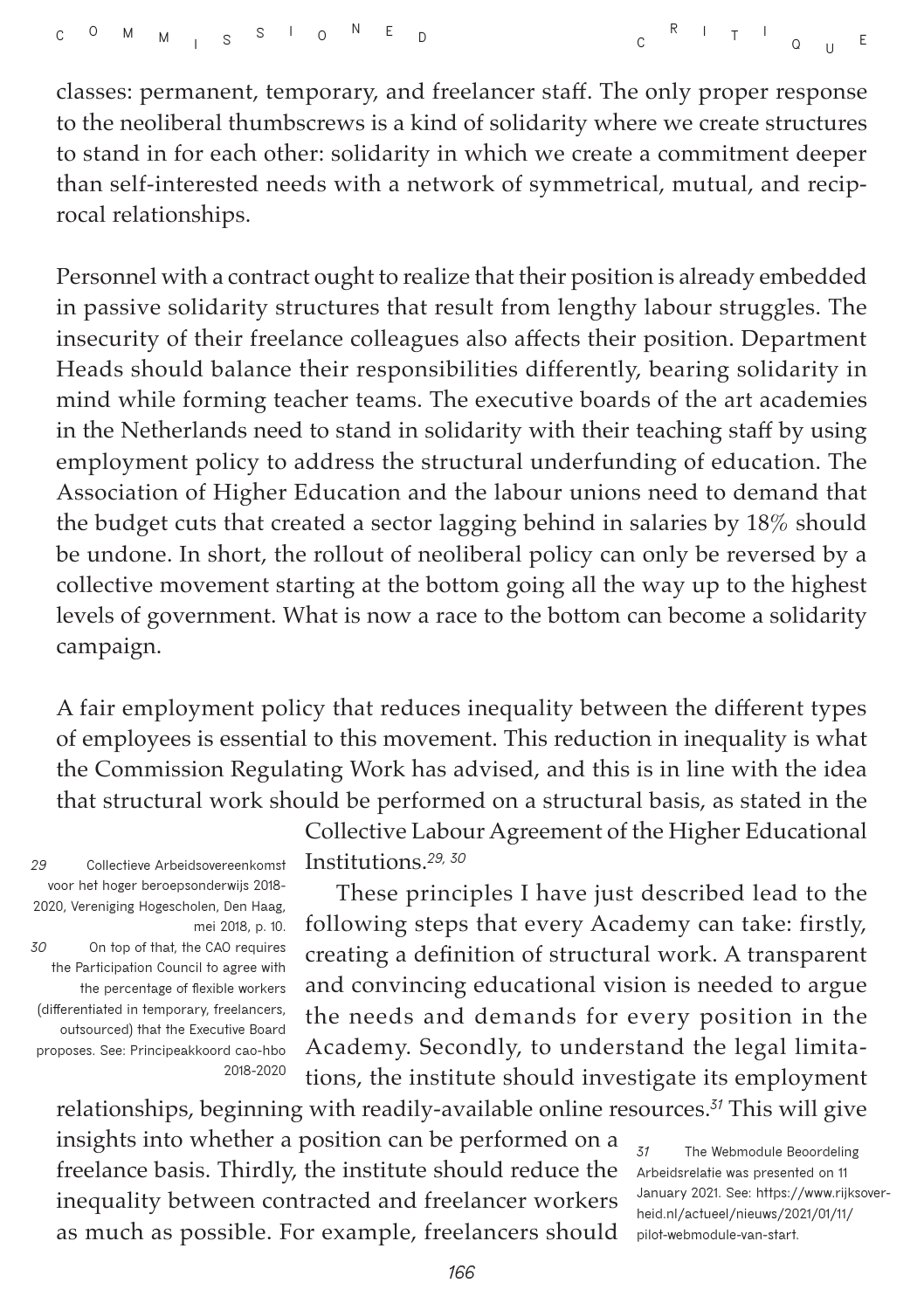classes: permanent, temporary, and freelancer staff. The only proper response to the neoliberal thumbscrews is a kind of solidarity where we create structures to stand in for each other: solidarity in which we create a commitment deeper than self-interested needs with a network of symmetrical, mutual, and reciprocal relationships.

Personnel with a contract ought to realize that their position is already embedded in passive solidarity structures that result from lengthy labour struggles. The insecurity of their freelance colleagues also affects their position. Department Heads should balance their responsibilities differently, bearing solidarity in mind while forming teacher teams. The executive boards of the art academies in the Netherlands need to stand in solidarity with their teaching staff by using employment policy to address the structural underfunding of education. The Association of Higher Education and the labour unions need to demand that the budget cuts that created a sector lagging behind in salaries by 18% should be undone. In short, the rollout of neoliberal policy can only be reversed by a collective movement starting at the bottom going all the way up to the highest levels of government. What is now a race to the bottom can become a solidarity campaign.

A fair employment policy that reduces inequality between the different types of employees is essential to this movement. This reduction in inequality is what the Commission Regulating Work has advised, and this is in line with the idea that structural work should be performed on a structural basis, as stated in the Collective Labour Agreement of the Higher Educational Institutions.[29, 30]

These principles I have just described lead to the following steps that every Academy can take: firstly, creating a definition of structural work. A transparent and convincing educational vision is needed to argue the needs and demands for every position in the Academy. Secondly, to understand the legal limitations, the institute should investigate its employment relationships, beginning with readily-available online resources.[31] This will give insights into whether a position can be performed on a freelance basis. Thirdly, the institute should reduce the inequality between contracted and freelancer workers as much as possible. For example, freelancers should

[29] Collectieve Arbeidsovereenkomst voor het hoger beroepsonderwijs 2018-2020, Vereniging Hogescholen, Den Haag, mei 2018, p. 10.

[30] On top of that, the CAO requires the Participation Council to agree with the percentage of flexible workers (differentiated in temporary, freelancers, outsourced) that the Executive Board proposes. See: Principeakkoord cao-hbo 2018-2020

[31] The Webmodule Beoordeling Arbeidsrelatie was presented on 11 January 2021. See: https://www.rijksoverheid.nl/actueel/nieuws/2021/01/11/pilot-webmodule-van-start.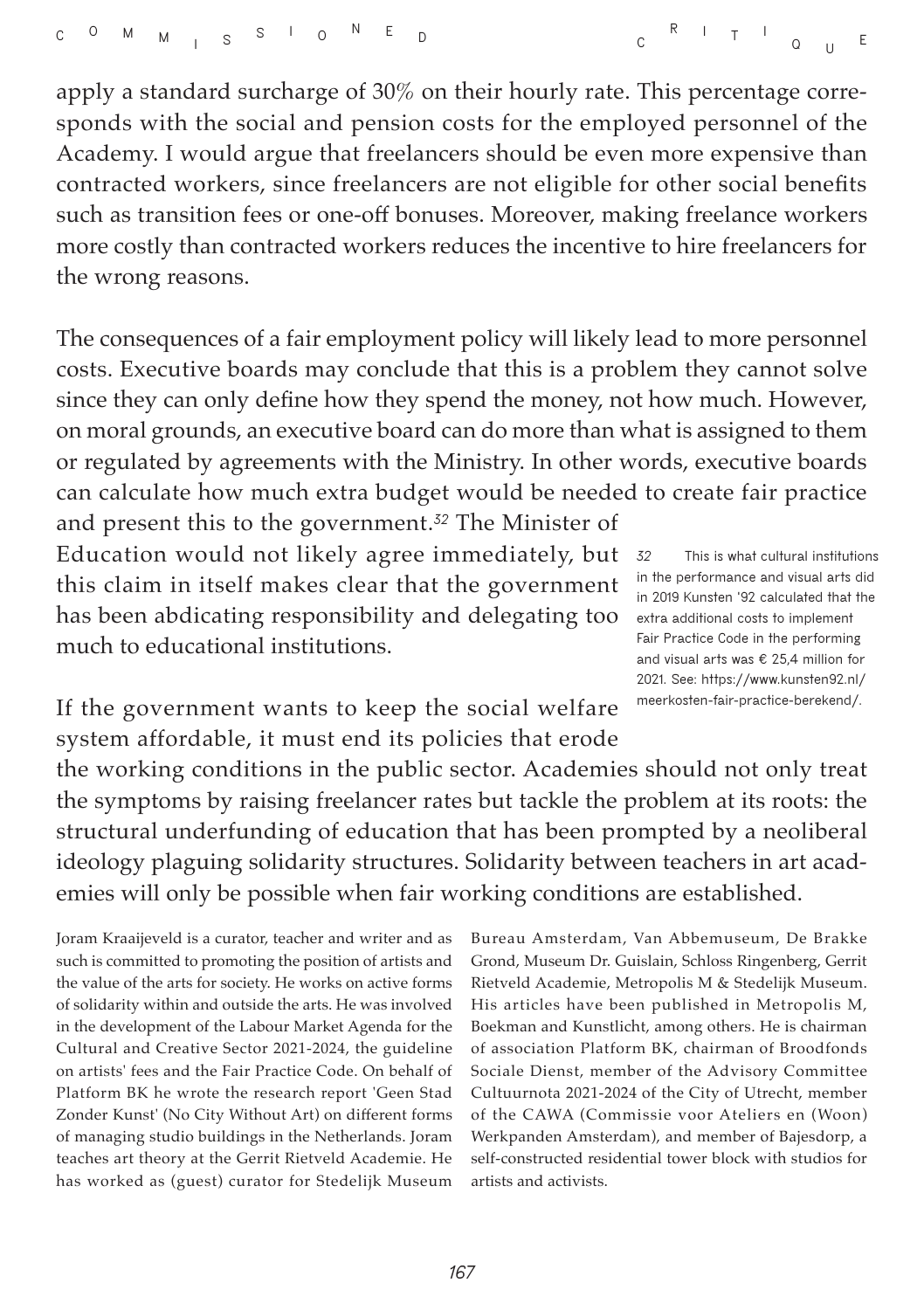apply a standard surcharge of 30% on their hourly rate. This percentage corresponds with the social and pension costs for the employed personnel of the Academy. I would argue that freelancers should be even more expensive than contracted workers, since freelancers are not eligible for other social benefits such as transition fees or one-off bonuses. Moreover, making freelance workers more costly than contracted workers reduces the incentive to hire freelancers for the wrong reasons.

The consequences of a fair employment policy will likely lead to more personnel costs. Executive boards may conclude that this is a problem they cannot solve since they can only define how they spend the money, not how much. However, on moral grounds, an executive board can do more than what is assigned to them or regulated by agreements with the Ministry. In other words, executive boards can calculate how much extra budget would be needed to create fair practice and present this to the government.[32] The Minister of Education would not likely agree immediately, but this claim in itself makes clear that the government has been abdicating responsibility and delegating too much to educational institutions.

If the government wants to keep the social welfare system affordable, it must end its policies that erode the working conditions in the public sector. Academies should not only treat the symptoms by raising freelancer rates but tackle the problem at its roots: the structural underfunding of education that has been prompted by a neoliberal ideology plaguing solidarity structures. Solidarity between teachers in art academies will only be possible when fair working conditions are established.

[32] This is what cultural institutions in the performance and visual arts did in 2019 Kunsten '92 calculated that the extra additional costs to implement Fair Practice Code in the performing and visual arts was € 25,4 million for 2021. See: https://www.kunsten92.nl/meerkosten-fair-practice-berekend/.

Joram Kraaijeveld is a curator, teacher and writer and as such is committed to promoting the position of artists and the value of the arts for society. He works on active forms of solidarity within and outside the arts. He was involved in the development of the Labour Market Agenda for the Cultural and Creative Sector 2021-2024, the guideline on artists' fees and the Fair Practice Code. On behalf of Platform BK he wrote the research report 'Geen Stad Zonder Kunst' (No City Without Art) on different forms of managing studio buildings in the Netherlands. Joram teaches art theory at the Gerrit Rietveld Academie. He has worked as (guest) curator for Stedelijk Museum Bureau Amsterdam, Van Abbemuseum, De Brakke Grond, Museum Dr. Guislain, Schloss Ringenberg, Gerrit Rietveld Academie, Metropolis M & Stedelijk Museum. His articles have been published in Metropolis M, Boekman and Kunstlicht, among others. He is chairman of association Platform BK, chairman of Broodfonds Sociale Dienst, member of the Advisory Committee Cultuurnota 2021-2024 of the City of Utrecht, member of the CAWA (Commissie voor Ateliers en (Woon) Werkpanden Amsterdam), and member of Bajesdorp, a self-constructed residential tower block with studios for artists and activists.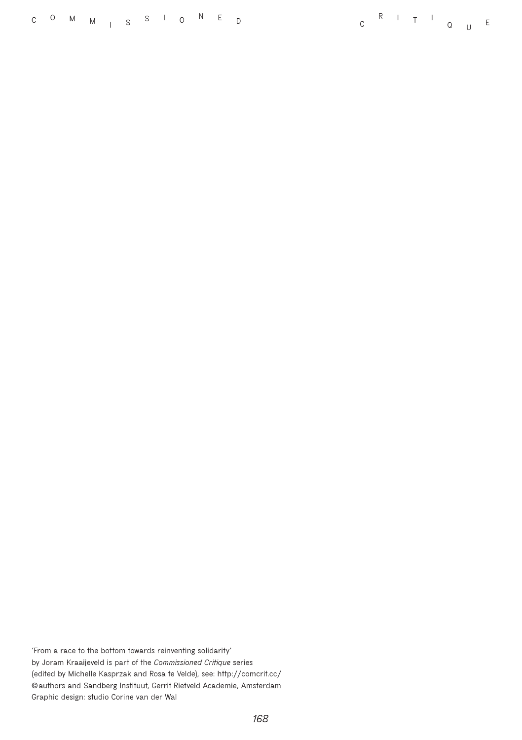'From a race to the bottom towards reinventing solidarity'
by Joram Kraaijeveld is part of the *Commissioned Critique* series
(edited by Michelle Kasprzak and Rosa te Velde), see: http://comcrit.cc/
©authors and Sandberg Instituut, Gerrit Rietveld Academie, Amsterdam
Graphic design: studio Corine van der Wal